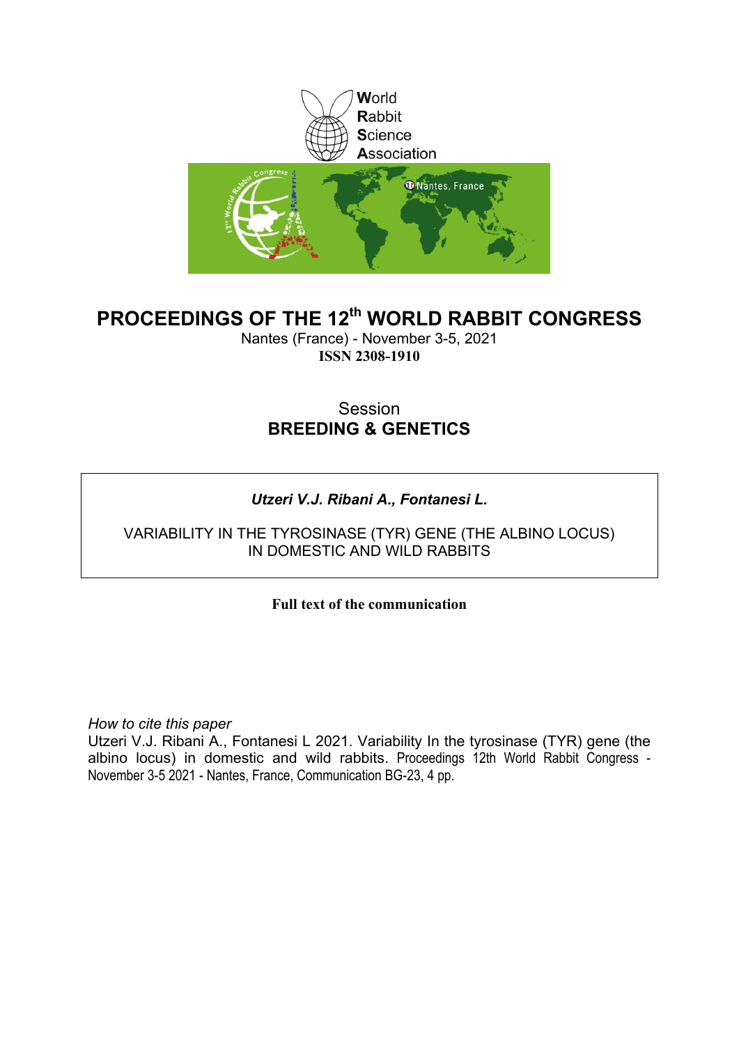World
Rabbit
Science
Association

# PROCEEDINGS OF THE 12th WORLD RABBIT CONGRESS

Nantes (France) - November 3-5, 2021

**ISSN 2308-1910**

Session

## BREEDING & GENETICS

***Utzeri V.J. Ribani A., Fontanesi L.***

VARIABILITY IN THE TYROSINASE (TYR) GENE (THE ALBINO LOCUS) IN DOMESTIC AND WILD RABBITS

**Full text of the communication**

*How to cite this paper*

Utzeri V.J. Ribani A., Fontanesi L 2021. Variability In the tyrosinase (TYR) gene (the albino locus) in domestic and wild rabbits. Proceedings 12th World Rabbit Congress - November 3-5 2021 - Nantes, France, Communication BG-23, 4 pp.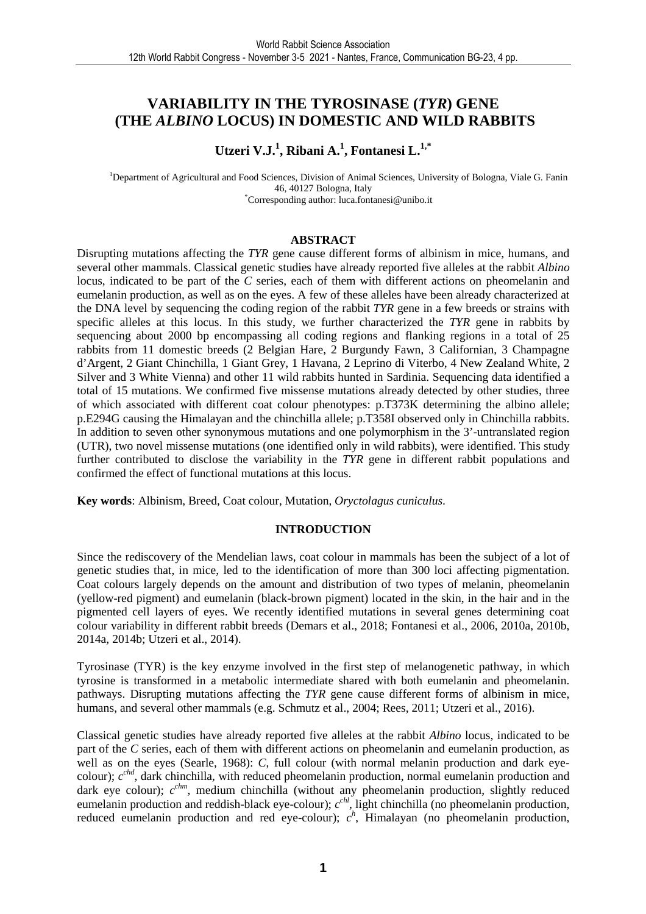# VARIABILITY IN THE TYROSINASE (*TYR*) GENE (THE *ALBINO* LOCUS) IN DOMESTIC AND WILD RABBITS

**Utzeri V.J.[1], Ribani A.[1], Fontanesi L.[1,*]**

[1]Department of Agricultural and Food Sciences, Division of Animal Sciences, University of Bologna, Viale G. Fanin 46, 40127 Bologna, Italy
[*]Corresponding author: luca.fontanesi@unibo.it

## ABSTRACT

Disrupting mutations affecting the *TYR* gene cause different forms of albinism in mice, humans, and several other mammals. Classical genetic studies have already reported five alleles at the rabbit *Albino* locus, indicated to be part of the *C* series, each of them with different actions on pheomelanin and eumelanin production, as well as on the eyes. A few of these alleles have been already characterized at the DNA level by sequencing the coding region of the rabbit *TYR* gene in a few breeds or strains with specific alleles at this locus. In this study, we further characterized the *TYR* gene in rabbits by sequencing about 2000 bp encompassing all coding regions and flanking regions in a total of 25 rabbits from 11 domestic breeds (2 Belgian Hare, 2 Burgundy Fawn, 3 Californian, 3 Champagne d'Argent, 2 Giant Chinchilla, 1 Giant Grey, 1 Havana, 2 Leprino di Viterbo, 4 New Zealand White, 2 Silver and 3 White Vienna) and other 11 wild rabbits hunted in Sardinia. Sequencing data identified a total of 15 mutations. We confirmed five missense mutations already detected by other studies, three of which associated with different coat colour phenotypes: p.T373K determining the albino allele; p.E294G causing the Himalayan and the chinchilla allele; p.T358I observed only in Chinchilla rabbits. In addition to seven other synonymous mutations and one polymorphism in the 3'-untranslated region (UTR), two novel missense mutations (one identified only in wild rabbits), were identified. This study further contributed to disclose the variability in the *TYR* gene in different rabbit populations and confirmed the effect of functional mutations at this locus.

**Key words**: Albinism, Breed, Coat colour, Mutation, *Oryctolagus cuniculus*.

## INTRODUCTION

Since the rediscovery of the Mendelian laws, coat colour in mammals has been the subject of a lot of genetic studies that, in mice, led to the identification of more than 300 loci affecting pigmentation. Coat colours largely depends on the amount and distribution of two types of melanin, pheomelanin (yellow-red pigment) and eumelanin (black-brown pigment) located in the skin, in the hair and in the pigmented cell layers of eyes. We recently identified mutations in several genes determining coat colour variability in different rabbit breeds (Demars et al., 2018; Fontanesi et al., 2006, 2010a, 2010b, 2014a, 2014b; Utzeri et al., 2014).

Tyrosinase (TYR) is the key enzyme involved in the first step of melanogenetic pathway, in which tyrosine is transformed in a metabolic intermediate shared with both eumelanin and pheomelanin. pathways. Disrupting mutations affecting the *TYR* gene cause different forms of albinism in mice, humans, and several other mammals (e.g. Schmutz et al., 2004; Rees, 2011; Utzeri et al., 2016).

Classical genetic studies have already reported five alleles at the rabbit *Albino* locus, indicated to be part of the *C* series, each of them with different actions on pheomelanin and eumelanin production, as well as on the eyes (Searle, 1968): *C*, full colour (with normal melanin production and dark eye-colour); $c^{chd}$, dark chinchilla, with reduced pheomelanin production, normal eumelanin production and dark eye colour); $c^{chm}$, medium chinchilla (without any pheomelanin production, slightly reduced eumelanin production and reddish-black eye-colour); $c^{chl}$, light chinchilla (no pheomelanin production, reduced eumelanin production and red eye-colour); $c^{h}$, Himalayan (no pheomelanin production,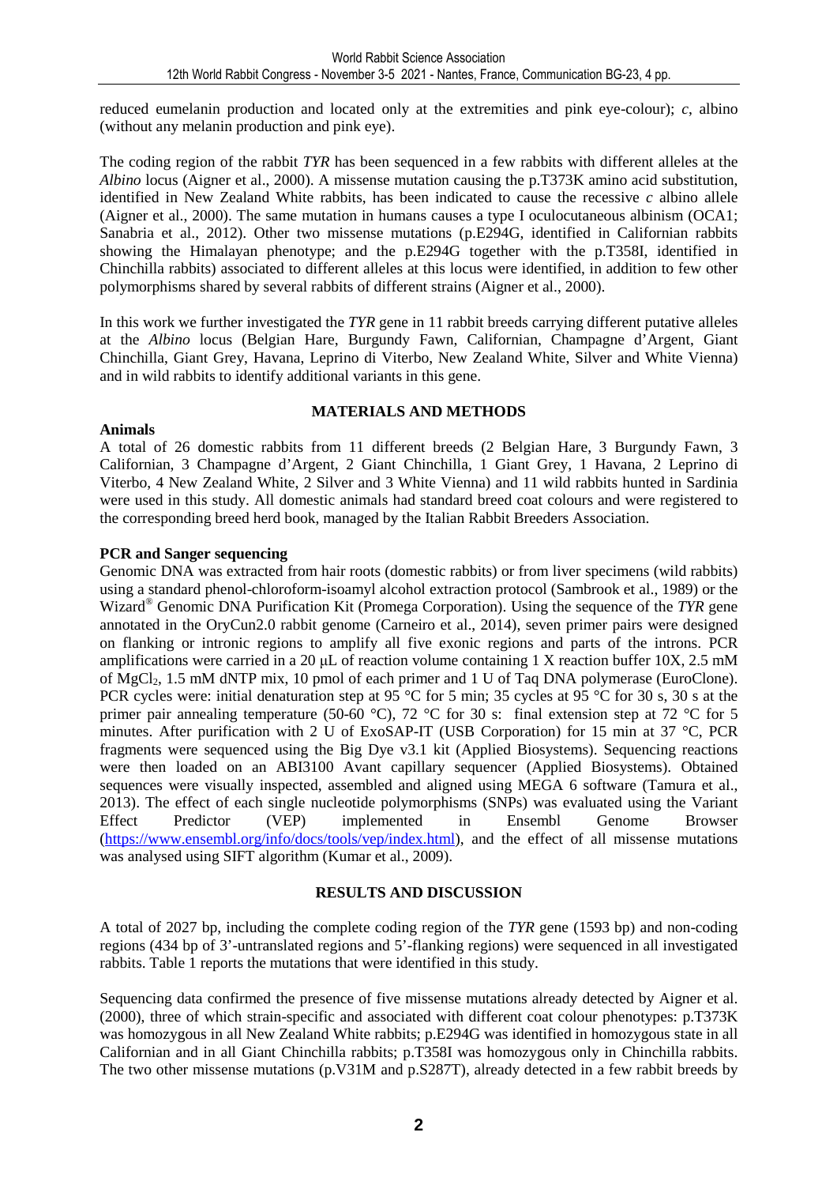reduced eumelanin production and located only at the extremities and pink eye-colour); *c*, albino (without any melanin production and pink eye).

The coding region of the rabbit *TYR* has been sequenced in a few rabbits with different alleles at the *Albino* locus (Aigner et al., 2000). A missense mutation causing the p.T373K amino acid substitution, identified in New Zealand White rabbits, has been indicated to cause the recessive *c* albino allele (Aigner et al., 2000). The same mutation in humans causes a type I oculocutaneous albinism (OCA1; Sanabria et al., 2012). Other two missense mutations (p.E294G, identified in Californian rabbits showing the Himalayan phenotype; and the p.E294G together with the p.T358I, identified in Chinchilla rabbits) associated to different alleles at this locus were identified, in addition to few other polymorphisms shared by several rabbits of different strains (Aigner et al., 2000).

In this work we further investigated the *TYR* gene in 11 rabbit breeds carrying different putative alleles at the *Albino* locus (Belgian Hare, Burgundy Fawn, Californian, Champagne d'Argent, Giant Chinchilla, Giant Grey, Havana, Leprino di Viterbo, New Zealand White, Silver and White Vienna) and in wild rabbits to identify additional variants in this gene.

## MATERIALS AND METHODS

**Animals**

A total of 26 domestic rabbits from 11 different breeds (2 Belgian Hare, 3 Burgundy Fawn, 3 Californian, 3 Champagne d'Argent, 2 Giant Chinchilla, 1 Giant Grey, 1 Havana, 2 Leprino di Viterbo, 4 New Zealand White, 2 Silver and 3 White Vienna) and 11 wild rabbits hunted in Sardinia were used in this study. All domestic animals had standard breed coat colours and were registered to the corresponding breed herd book, managed by the Italian Rabbit Breeders Association.

**PCR and Sanger sequencing**

Genomic DNA was extracted from hair roots (domestic rabbits) or from liver specimens (wild rabbits) using a standard phenol-chloroform-isoamyl alcohol extraction protocol (Sambrook et al., 1989) or the Wizard® Genomic DNA Purification Kit (Promega Corporation). Using the sequence of the *TYR* gene annotated in the OryCun2.0 rabbit genome (Carneiro et al., 2014), seven primer pairs were designed on flanking or intronic regions to amplify all five exonic regions and parts of the introns. PCR amplifications were carried in a 20 μL of reaction volume containing 1 X reaction buffer 10X, 2.5 mM of $MgCl_2$, 1.5 mM dNTP mix, 10 pmol of each primer and 1 U of Taq DNA polymerase (EuroClone). PCR cycles were: initial denaturation step at 95 °C for 5 min; 35 cycles at 95 °C for 30 s, 30 s at the primer pair annealing temperature (50-60 °C), 72 °C for 30 s: final extension step at 72 °C for 5 minutes. After purification with 2 U of ExoSAP-IT (USB Corporation) for 15 min at 37 °C, PCR fragments were sequenced using the Big Dye v3.1 kit (Applied Biosystems). Sequencing reactions were then loaded on an ABI3100 Avant capillary sequencer (Applied Biosystems). Obtained sequences were visually inspected, assembled and aligned using MEGA 6 software (Tamura et al., 2013). The effect of each single nucleotide polymorphisms (SNPs) was evaluated using the Variant Effect Predictor (VEP) implemented in Ensembl Genome Browser (https://www.ensembl.org/info/docs/tools/vep/index.html), and the effect of all missense mutations was analysed using SIFT algorithm (Kumar et al., 2009).

## RESULTS AND DISCUSSION

A total of 2027 bp, including the complete coding region of the *TYR* gene (1593 bp) and non-coding regions (434 bp of 3'-untranslated regions and 5'-flanking regions) were sequenced in all investigated rabbits. Table 1 reports the mutations that were identified in this study.

Sequencing data confirmed the presence of five missense mutations already detected by Aigner et al. (2000), three of which strain-specific and associated with different coat colour phenotypes: p.T373K was homozygous in all New Zealand White rabbits; p.E294G was identified in homozygous state in all Californian and in all Giant Chinchilla rabbits; p.T358I was homozygous only in Chinchilla rabbits. The two other missense mutations (p.V31M and p.S287T), already detected in a few rabbit breeds by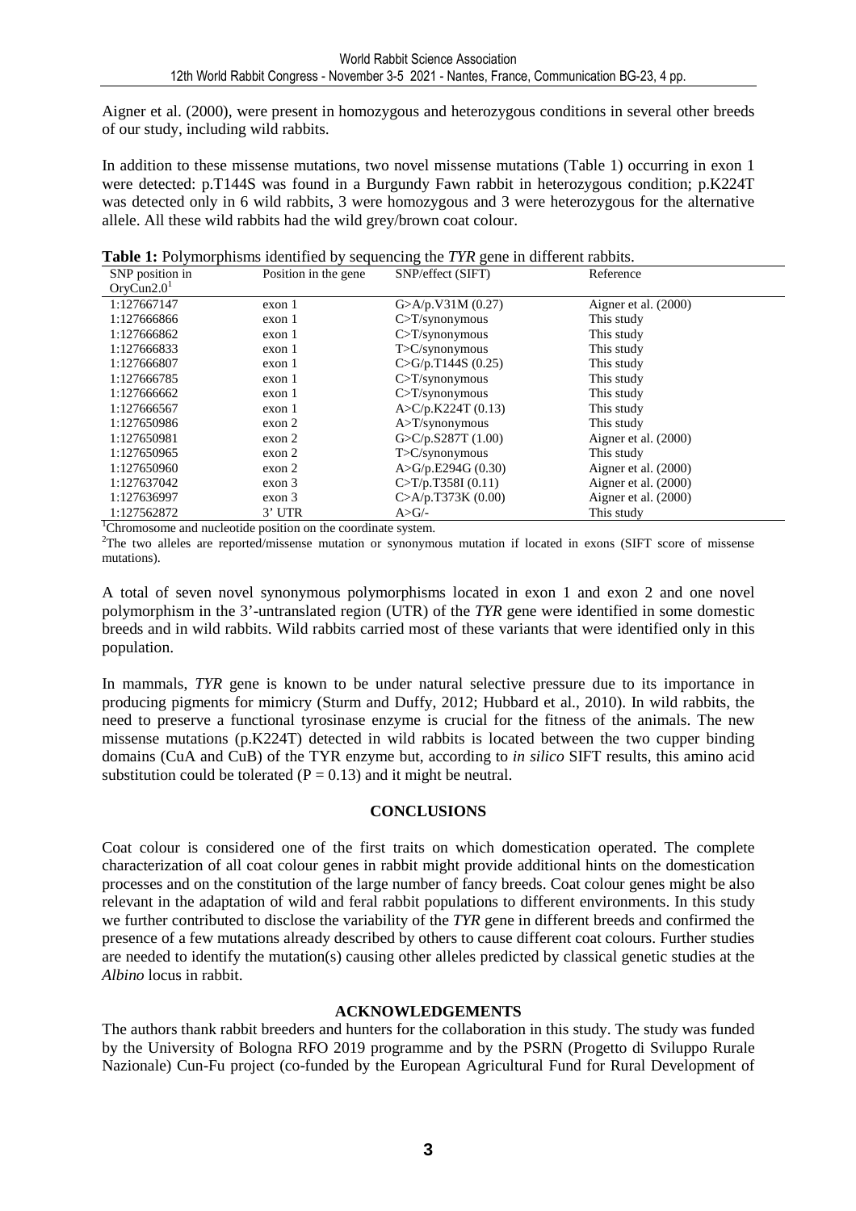Aigner et al. (2000), were present in homozygous and heterozygous conditions in several other breeds of our study, including wild rabbits.

In addition to these missense mutations, two novel missense mutations (Table 1) occurring in exon 1 were detected: p.T144S was found in a Burgundy Fawn rabbit in heterozygous condition; p.K224T was detected only in 6 wild rabbits, 3 were homozygous and 3 were heterozygous for the alternative allele. All these wild rabbits had the wild grey/brown coat colour.

**Table 1:** Polymorphisms identified by sequencing the *TYR* gene in different rabbits.

| SNP position in OryCun2.0[1] | Position in the gene | SNP/effect (SIFT) | Reference |
|---|---|---|---|
| 1:127667147 | exon 1 | G>A/p.V31M (0.27) | Aigner et al. (2000) |
| 1:127666866 | exon 1 | C>T/synonymous | This study |
| 1:127666862 | exon 1 | C>T/synonymous | This study |
| 1:127666833 | exon 1 | T>C/synonymous | This study |
| 1:127666807 | exon 1 | C>G/p.T144S (0.25) | This study |
| 1:127666785 | exon 1 | C>T/synonymous | This study |
| 1:127666662 | exon 1 | C>T/synonymous | This study |
| 1:127666567 | exon 1 | A>C/p.K224T (0.13) | This study |
| 1:127650986 | exon 2 | A>T/synonymous | This study |
| 1:127650981 | exon 2 | G>C/p.S287T (1.00) | Aigner et al. (2000) |
| 1:127650965 | exon 2 | T>C/synonymous | This study |
| 1:127650960 | exon 2 | A>G/p.E294G (0.30) | Aigner et al. (2000) |
| 1:127637042 | exon 3 | C>T/p.T358I (0.11) | Aigner et al. (2000) |
| 1:127636997 | exon 3 | C>A/p.T373K (0.00) | Aigner et al. (2000) |
| 1:127562872 | 3' UTR | A>G/- | This study |

[1]Chromosome and nucleotide position on the coordinate system.
[2]The two alleles are reported/missense mutation or synonymous mutation if located in exons (SIFT score of missense mutations).

A total of seven novel synonymous polymorphisms located in exon 1 and exon 2 and one novel polymorphism in the 3'-untranslated region (UTR) of the *TYR* gene were identified in some domestic breeds and in wild rabbits. Wild rabbits carried most of these variants that were identified only in this population.

In mammals, *TYR* gene is known to be under natural selective pressure due to its importance in producing pigments for mimicry (Sturm and Duffy, 2012; Hubbard et al., 2010). In wild rabbits, the need to preserve a functional tyrosinase enzyme is crucial for the fitness of the animals. The new missense mutations (p.K224T) detected in wild rabbits is located between the two cupper binding domains (CuA and CuB) of the TYR enzyme but, according to *in silico* SIFT results, this amino acid substitution could be tolerated ($P = 0.13$) and it might be neutral.

## CONCLUSIONS

Coat colour is considered one of the first traits on which domestication operated. The complete characterization of all coat colour genes in rabbit might provide additional hints on the domestication processes and on the constitution of the large number of fancy breeds. Coat colour genes might be also relevant in the adaptation of wild and feral rabbit populations to different environments. In this study we further contributed to disclose the variability of the *TYR* gene in different breeds and confirmed the presence of a few mutations already described by others to cause different coat colours. Further studies are needed to identify the mutation(s) causing other alleles predicted by classical genetic studies at the *Albino* locus in rabbit.

## ACKNOWLEDGEMENTS

The authors thank rabbit breeders and hunters for the collaboration in this study. The study was funded by the University of Bologna RFO 2019 programme and by the PSRN (Progetto di Sviluppo Rurale Nazionale) Cun-Fu project (co-funded by the European Agricultural Fund for Rural Development of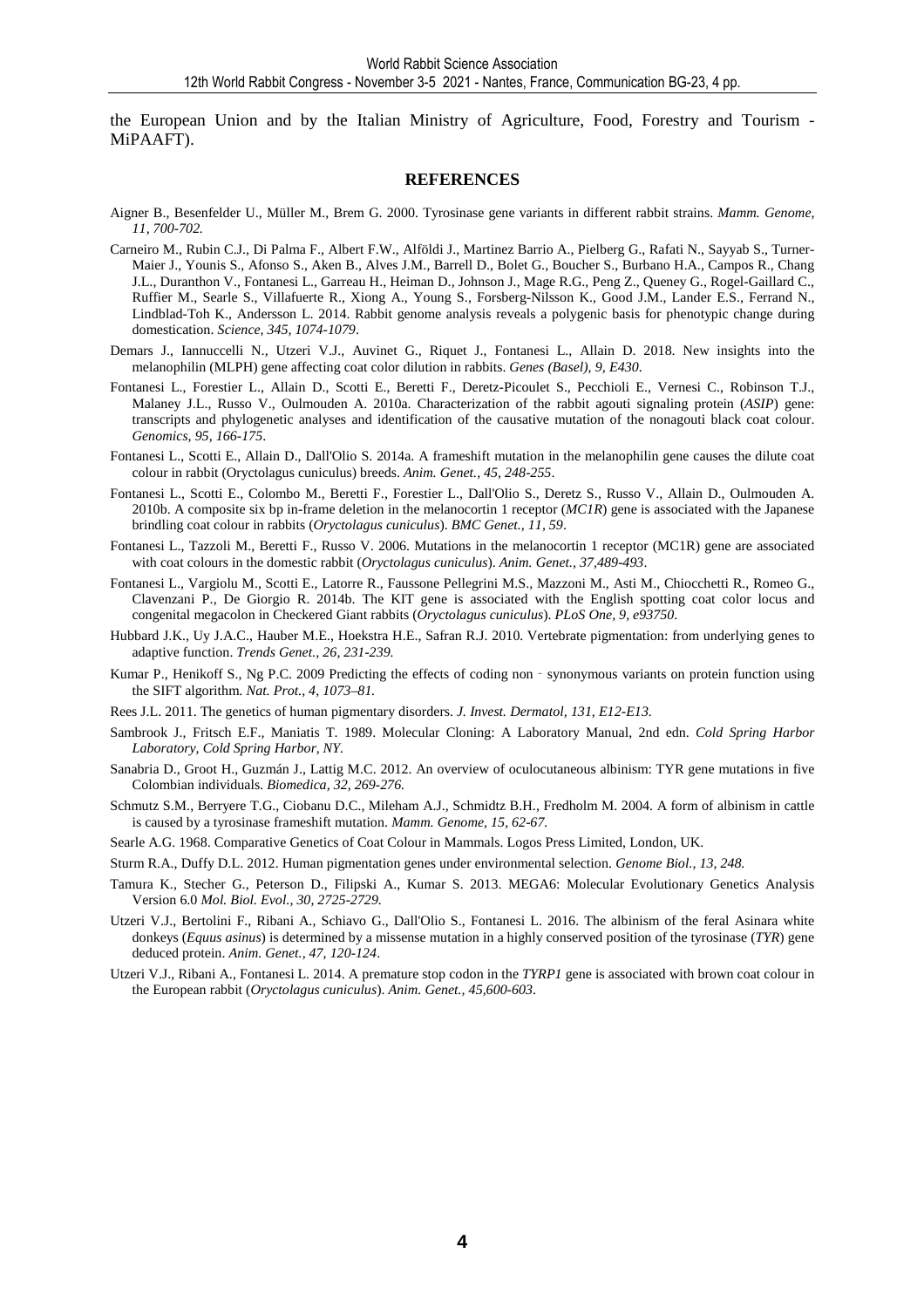the European Union and by the Italian Ministry of Agriculture, Food, Forestry and Tourism - MiPAAFT).

## REFERENCES

Aigner B., Besenfelder U., Müller M., Brem G. 2000. Tyrosinase gene variants in different rabbit strains. *Mamm. Genome, 11, 700-702.*

Carneiro M., Rubin C.J., Di Palma F., Albert F.W., Alföldi J., Martinez Barrio A., Pielberg G., Rafati N., Sayyab S., Turner-Maier J., Younis S., Afonso S., Aken B., Alves J.M., Barrell D., Bolet G., Boucher S., Burbano H.A., Campos R., Chang J.L., Duranthon V., Fontanesi L., Garreau H., Heiman D., Johnson J., Mage R.G., Peng Z., Queney G., Rogel-Gaillard C., Ruffier M., Searle S., Villafuerte R., Xiong A., Young S., Forsberg-Nilsson K., Good J.M., Lander E.S., Ferrand N., Lindblad-Toh K., Andersson L. 2014. Rabbit genome analysis reveals a polygenic basis for phenotypic change during domestication. *Science, 345, 1074-1079*.

Demars J., Iannuccelli N., Utzeri V.J., Auvinet G., Riquet J., Fontanesi L., Allain D. 2018. New insights into the melanophilin (MLPH) gene affecting coat color dilution in rabbits. *Genes (Basel), 9, E430*.

Fontanesi L., Forestier L., Allain D., Scotti E., Beretti F., Deretz-Picoulet S., Pecchioli E., Vernesi C., Robinson T.J., Malaney J.L., Russo V., Oulmouden A. 2010a. Characterization of the rabbit agouti signaling protein (*ASIP*) gene: transcripts and phylogenetic analyses and identification of the causative mutation of the nonagouti black coat colour. *Genomics, 95, 166-175*.

Fontanesi L., Scotti E., Allain D., Dall'Olio S. 2014a. A frameshift mutation in the melanophilin gene causes the dilute coat colour in rabbit (Oryctolagus cuniculus) breeds. *Anim. Genet., 45, 248-255*.

Fontanesi L., Scotti E., Colombo M., Beretti F., Forestier L., Dall'Olio S., Deretz S., Russo V., Allain D., Oulmouden A. 2010b. A composite six bp in-frame deletion in the melanocortin 1 receptor (*MC1R*) gene is associated with the Japanese brindling coat colour in rabbits (*Oryctolagus cuniculus*). *BMC Genet., 11, 59*.

Fontanesi L., Tazzoli M., Beretti F., Russo V. 2006. Mutations in the melanocortin 1 receptor (MC1R) gene are associated with coat colours in the domestic rabbit (*Oryctolagus cuniculus*). *Anim. Genet., 37,489-493*.

Fontanesi L., Vargiolu M., Scotti E., Latorre R., Faussone Pellegrini M.S., Mazzoni M., Asti M., Chiocchetti R., Romeo G., Clavenzani P., De Giorgio R. 2014b. The KIT gene is associated with the English spotting coat color locus and congenital megacolon in Checkered Giant rabbits (*Oryctolagus cuniculus*). *PLoS One, 9, e93750*.

Hubbard J.K., Uy J.A.C., Hauber M.E., Hoekstra H.E., Safran R.J. 2010. Vertebrate pigmentation: from underlying genes to adaptive function. *Trends Genet., 26, 231-239.*

Kumar P., Henikoff S., Ng P.C. 2009 Predicting the effects of coding non‐synonymous variants on protein function using the SIFT algorithm. *Nat. Prot., 4, 1073–81.*

Rees J.L. 2011. The genetics of human pigmentary disorders. *J. Invest. Dermatol, 131, E12-E13.*

Sambrook J., Fritsch E.F., Maniatis T. 1989. Molecular Cloning: A Laboratory Manual, 2nd edn. *Cold Spring Harbor Laboratory, Cold Spring Harbor, NY.*

Sanabria D., Groot H., Guzmán J., Lattig M.C. 2012. An overview of oculocutaneous albinism: TYR gene mutations in five Colombian individuals. *Biomedica, 32, 269-276.*

Schmutz S.M., Berryere T.G., Ciobanu D.C., Mileham A.J., Schmidtz B.H., Fredholm M. 2004. A form of albinism in cattle is caused by a tyrosinase frameshift mutation. *Mamm. Genome, 15, 62-67.*

Searle A.G. 1968. Comparative Genetics of Coat Colour in Mammals. Logos Press Limited, London, UK.

Sturm R.A., Duffy D.L. 2012. Human pigmentation genes under environmental selection. *Genome Biol., 13, 248.*

Tamura K., Stecher G., Peterson D., Filipski A., Kumar S. 2013. MEGA6: Molecular Evolutionary Genetics Analysis Version 6.0 *Mol. Biol. Evol., 30, 2725-2729.*

Utzeri V.J., Bertolini F., Ribani A., Schiavo G., Dall'Olio S., Fontanesi L. 2016. The albinism of the feral Asinara white donkeys (*Equus asinus*) is determined by a missense mutation in a highly conserved position of the tyrosinase (*TYR*) gene deduced protein. *Anim. Genet., 47, 120-124*.

Utzeri V.J., Ribani A., Fontanesi L. 2014. A premature stop codon in the *TYRP1* gene is associated with brown coat colour in the European rabbit (*Oryctolagus cuniculus*). *Anim. Genet., 45,600-603*.